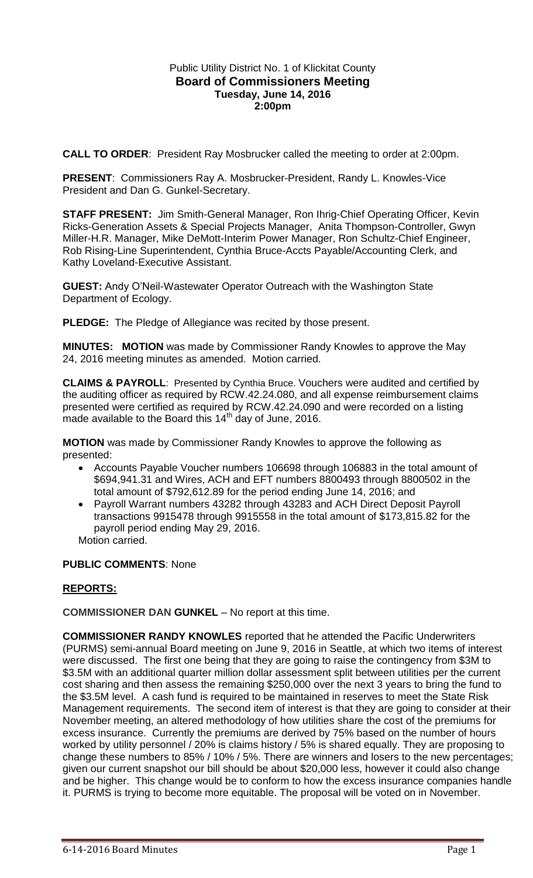Public Utility District No. 1 of Klickitat County

**Board of Commissioners Meeting**

**Tuesday, June 14, 2016**

**2:00pm**

**CALL TO ORDER**: President Ray Mosbrucker called the meeting to order at 2:00pm.

**PRESENT**: Commissioners Ray A. Mosbrucker-President, Randy L. Knowles-Vice President and Dan G. Gunkel-Secretary.

**STAFF PRESENT:** Jim Smith-General Manager, Ron Ihrig-Chief Operating Officer, Kevin Ricks-Generation Assets & Special Projects Manager, Anita Thompson-Controller, Gwyn Miller-H.R. Manager, Mike DeMott-Interim Power Manager, Ron Schultz-Chief Engineer, Rob Rising-Line Superintendent, Cynthia Bruce-Accts Payable/Accounting Clerk, and Kathy Loveland-Executive Assistant.

**GUEST:** Andy O'Neil-Wastewater Operator Outreach with the Washington State Department of Ecology.

**PLEDGE:** The Pledge of Allegiance was recited by those present.

**MINUTES: MOTION** was made by Commissioner Randy Knowles to approve the May 24, 2016 meeting minutes as amended. Motion carried.

**CLAIMS & PAYROLL**: Presented by Cynthia Bruce. Vouchers were audited and certified by the auditing officer as required by RCW.42.24.080, and all expense reimbursement claims presented were certified as required by RCW.42.24.090 and were recorded on a listing made available to the Board this 14th day of June, 2016.

**MOTION** was made by Commissioner Randy Knowles to approve the following as presented:

- Accounts Payable Voucher numbers 106698 through 106883 in the total amount of $694,941.31 and Wires, ACH and EFT numbers 8800493 through 8800502 in the total amount of $792,612.89 for the period ending June 14, 2016; and
- Payroll Warrant numbers 43282 through 43283 and ACH Direct Deposit Payroll transactions 9915478 through 9915558 in the total amount of $173,815.82 for the payroll period ending May 29, 2016.

Motion carried.

**PUBLIC COMMENTS**: None

**REPORTS:**

**COMMISSIONER DAN GUNKEL** – No report at this time.

**COMMISSIONER RANDY KNOWLES** reported that he attended the Pacific Underwriters (PURMS) semi-annual Board meeting on June 9, 2016 in Seattle, at which two items of interest were discussed. The first one being that they are going to raise the contingency from $3M to $3.5M with an additional quarter million dollar assessment split between utilities per the current cost sharing and then assess the remaining $250,000 over the next 3 years to bring the fund to the $3.5M level. A cash fund is required to be maintained in reserves to meet the State Risk Management requirements. The second item of interest is that they are going to consider at their November meeting, an altered methodology of how utilities share the cost of the premiums for excess insurance. Currently the premiums are derived by 75% based on the number of hours worked by utility personnel / 20% is claims history / 5% is shared equally. They are proposing to change these numbers to 85% / 10% / 5%. There are winners and losers to the new percentages; given our current snapshot our bill should be about $20,000 less, however it could also change and be higher. This change would be to conform to how the excess insurance companies handle it. PURMS is trying to become more equitable. The proposal will be voted on in November.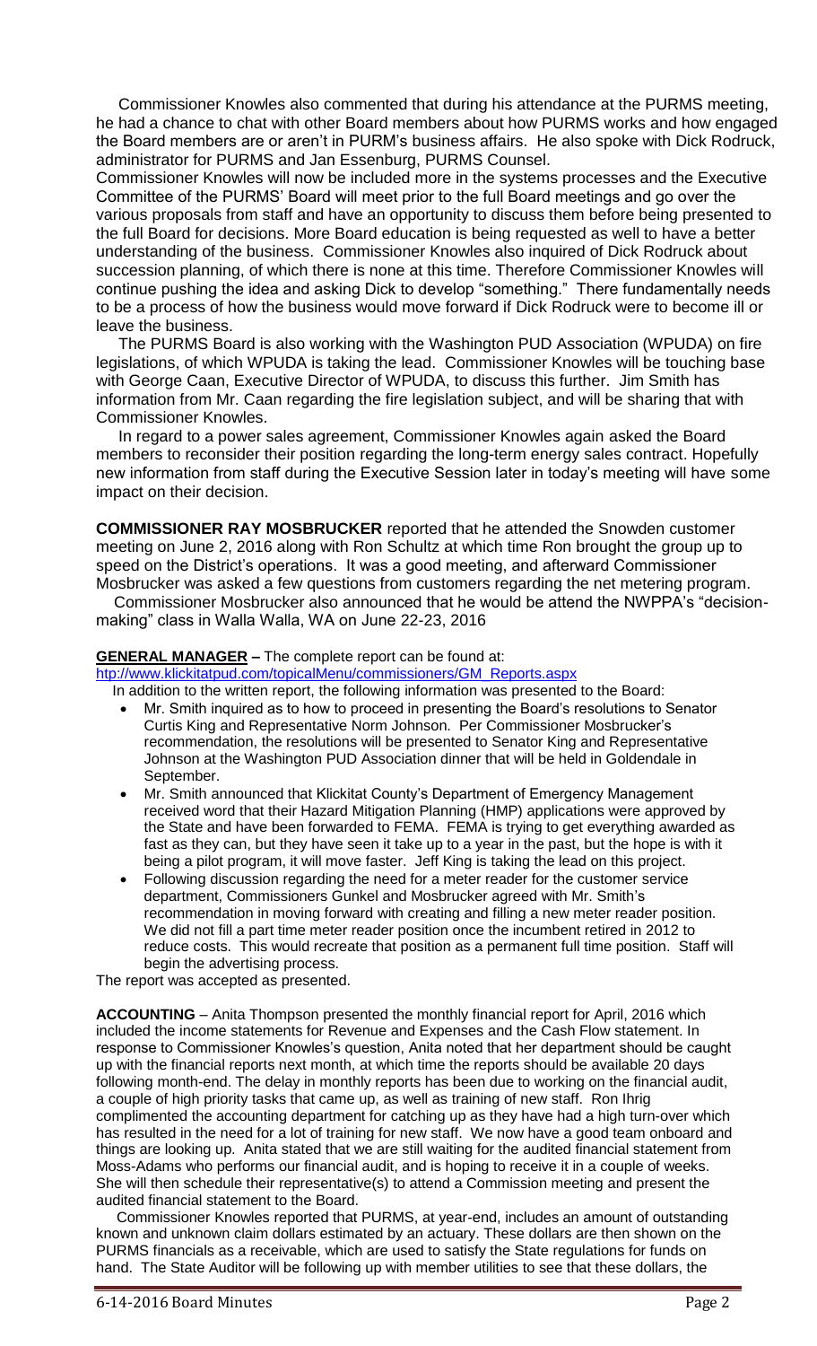Commissioner Knowles also commented that during his attendance at the PURMS meeting, he had a chance to chat with other Board members about how PURMS works and how engaged the Board members are or aren't in PURM's business affairs. He also spoke with Dick Rodruck, administrator for PURMS and Jan Essenburg, PURMS Counsel.

Commissioner Knowles will now be included more in the systems processes and the Executive Committee of the PURMS' Board will meet prior to the full Board meetings and go over the various proposals from staff and have an opportunity to discuss them before being presented to the full Board for decisions. More Board education is being requested as well to have a better understanding of the business. Commissioner Knowles also inquired of Dick Rodruck about succession planning, of which there is none at this time. Therefore Commissioner Knowles will continue pushing the idea and asking Dick to develop "something." There fundamentally needs to be a process of how the business would move forward if Dick Rodruck were to become ill or leave the business.

The PURMS Board is also working with the Washington PUD Association (WPUDA) on fire legislations, of which WPUDA is taking the lead. Commissioner Knowles will be touching base with George Caan, Executive Director of WPUDA, to discuss this further. Jim Smith has information from Mr. Caan regarding the fire legislation subject, and will be sharing that with Commissioner Knowles.

In regard to a power sales agreement, Commissioner Knowles again asked the Board members to reconsider their position regarding the long-term energy sales contract. Hopefully new information from staff during the Executive Session later in today's meeting will have some impact on their decision.

**COMMISSIONER RAY MOSBRUCKER** reported that he attended the Snowden customer meeting on June 2, 2016 along with Ron Schultz at which time Ron brought the group up to speed on the District's operations. It was a good meeting, and afterward Commissioner Mosbrucker was asked a few questions from customers regarding the net metering program.

Commissioner Mosbrucker also announced that he would be attend the NWPPA's "decision-making" class in Walla Walla, WA on June 22-23, 2016

**GENERAL MANAGER –** The complete report can be found at:
htp://www.klickitatpud.com/topicalMenu/commissioners/GM_Reports.aspx

In addition to the written report, the following information was presented to the Board:

- Mr. Smith inquired as to how to proceed in presenting the Board's resolutions to Senator Curtis King and Representative Norm Johnson. Per Commissioner Mosbrucker's recommendation, the resolutions will be presented to Senator King and Representative Johnson at the Washington PUD Association dinner that will be held in Goldendale in September.
- Mr. Smith announced that Klickitat County's Department of Emergency Management received word that their Hazard Mitigation Planning (HMP) applications were approved by the State and have been forwarded to FEMA. FEMA is trying to get everything awarded as fast as they can, but they have seen it take up to a year in the past, but the hope is with it being a pilot program, it will move faster. Jeff King is taking the lead on this project.
- Following discussion regarding the need for a meter reader for the customer service department, Commissioners Gunkel and Mosbrucker agreed with Mr. Smith's recommendation in moving forward with creating and filling a new meter reader position. We did not fill a part time meter reader position once the incumbent retired in 2012 to reduce costs. This would recreate that position as a permanent full time position. Staff will begin the advertising process.

The report was accepted as presented.

**ACCOUNTING** – Anita Thompson presented the monthly financial report for April, 2016 which included the income statements for Revenue and Expenses and the Cash Flow statement. In response to Commissioner Knowles's question, Anita noted that her department should be caught up with the financial reports next month, at which time the reports should be available 20 days following month-end. The delay in monthly reports has been due to working on the financial audit, a couple of high priority tasks that came up, as well as training of new staff. Ron Ihrig complimented the accounting department for catching up as they have had a high turn-over which has resulted in the need for a lot of training for new staff. We now have a good team onboard and things are looking up. Anita stated that we are still waiting for the audited financial statement from Moss-Adams who performs our financial audit, and is hoping to receive it in a couple of weeks. She will then schedule their representative(s) to attend a Commission meeting and present the audited financial statement to the Board.

Commissioner Knowles reported that PURMS, at year-end, includes an amount of outstanding known and unknown claim dollars estimated by an actuary. These dollars are then shown on the PURMS financials as a receivable, which are used to satisfy the State regulations for funds on hand. The State Auditor will be following up with member utilities to see that these dollars, the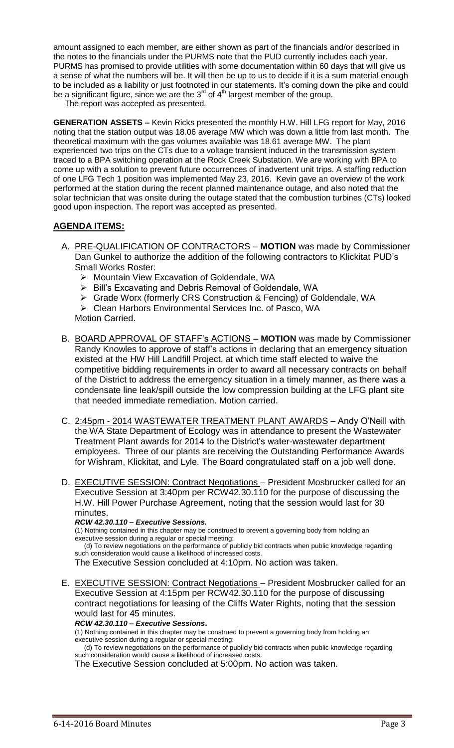amount assigned to each member, are either shown as part of the financials and/or described in the notes to the financials under the PURMS note that the PUD currently includes each year. PURMS has promised to provide utilities with some documentation within 60 days that will give us a sense of what the numbers will be. It will then be up to us to decide if it is a sum material enough to be included as a liability or just footnoted in our statements. It's coming down the pike and could be a significant figure, since we are the 3rd of 4th largest member of the group.

The report was accepted as presented.

**GENERATION ASSETS –** Kevin Ricks presented the monthly H.W. Hill LFG report for May, 2016 noting that the station output was 18.06 average MW which was down a little from last month. The theoretical maximum with the gas volumes available was 18.61 average MW. The plant experienced two trips on the CTs due to a voltage transient induced in the transmission system traced to a BPA switching operation at the Rock Creek Substation. We are working with BPA to come up with a solution to prevent future occurrences of inadvertent unit trips. A staffing reduction of one LFG Tech 1 position was implemented May 23, 2016. Kevin gave an overview of the work performed at the station during the recent planned maintenance outage, and also noted that the solar technician that was onsite during the outage stated that the combustion turbines (CTs) looked good upon inspection. The report was accepted as presented.

## AGENDA ITEMS:

A. PRE-QUALIFICATION OF CONTRACTORS – **MOTION** was made by Commissioner Dan Gunkel to authorize the addition of the following contractors to Klickitat PUD's Small Works Roster:
   - Mountain View Excavation of Goldendale, WA
   - Bill's Excavating and Debris Removal of Goldendale, WA
   - Grade Worx (formerly CRS Construction & Fencing) of Goldendale, WA
   - Clean Harbors Environmental Services Inc. of Pasco, WA

   Motion Carried.

B. BOARD APPROVAL OF STAFF's ACTIONS – **MOTION** was made by Commissioner Randy Knowles to approve of staff's actions in declaring that an emergency situation existed at the HW Hill Landfill Project, at which time staff elected to waive the competitive bidding requirements in order to award all necessary contracts on behalf of the District to address the emergency situation in a timely manner, as there was a condensate line leak/spill outside the low compression building at the LFG plant site that needed immediate remediation. Motion carried.

C. 2:45pm - 2014 WASTEWATER TREATMENT PLANT AWARDS – Andy O'Neill with the WA State Department of Ecology was in attendance to present the Wastewater Treatment Plant awards for 2014 to the District's water-wastewater department employees. Three of our plants are receiving the Outstanding Performance Awards for Wishram, Klickitat, and Lyle. The Board congratulated staff on a job well done.

D. EXECUTIVE SESSION: Contract Negotiations – President Mosbrucker called for an Executive Session at 3:40pm per RCW42.30.110 for the purpose of discussing the H.W. Hill Power Purchase Agreement, noting that the session would last for 30 minutes.

   ***RCW 42.30.110 – Executive Sessions.***

   (1) Nothing contained in this chapter may be construed to prevent a governing body from holding an executive session during a regular or special meeting:

   (d) To review negotiations on the performance of publicly bid contracts when public knowledge regarding such consideration would cause a likelihood of increased costs.

   The Executive Session concluded at 4:10pm. No action was taken.

E. EXECUTIVE SESSION: Contract Negotiations – President Mosbrucker called for an Executive Session at 4:15pm per RCW42.30.110 for the purpose of discussing contract negotiations for leasing of the Cliffs Water Rights, noting that the session would last for 45 minutes.

   ***RCW 42.30.110 – Executive Sessions.***

   (1) Nothing contained in this chapter may be construed to prevent a governing body from holding an executive session during a regular or special meeting:

   (d) To review negotiations on the performance of publicly bid contracts when public knowledge regarding such consideration would cause a likelihood of increased costs.

   The Executive Session concluded at 5:00pm. No action was taken.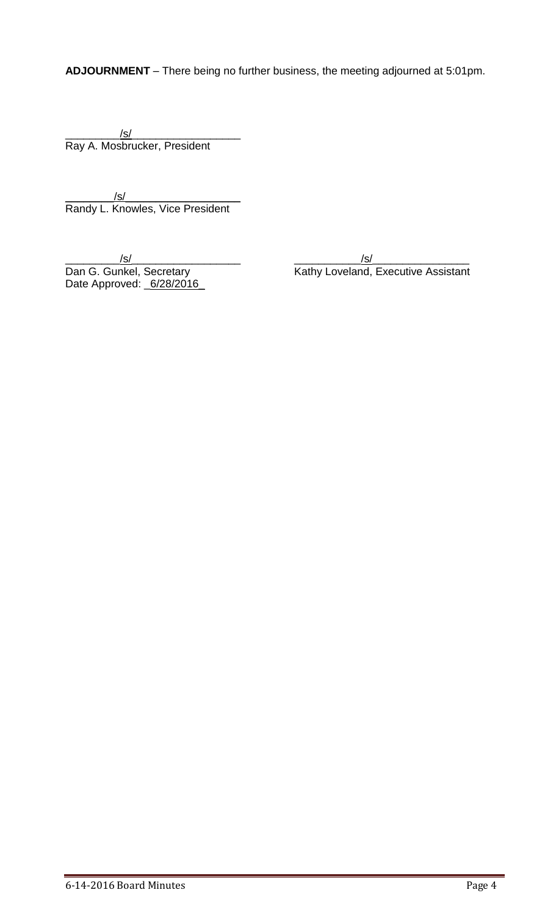**ADJOURNMENT** – There being no further business, the meeting adjourned at 5:01pm.

/s/
Ray A. Mosbrucker, President

/s/
Randy L. Knowles, Vice President

/s/
Dan G. Gunkel, Secretary
Date Approved: 6/28/2016

/s/
Kathy Loveland, Executive Assistant